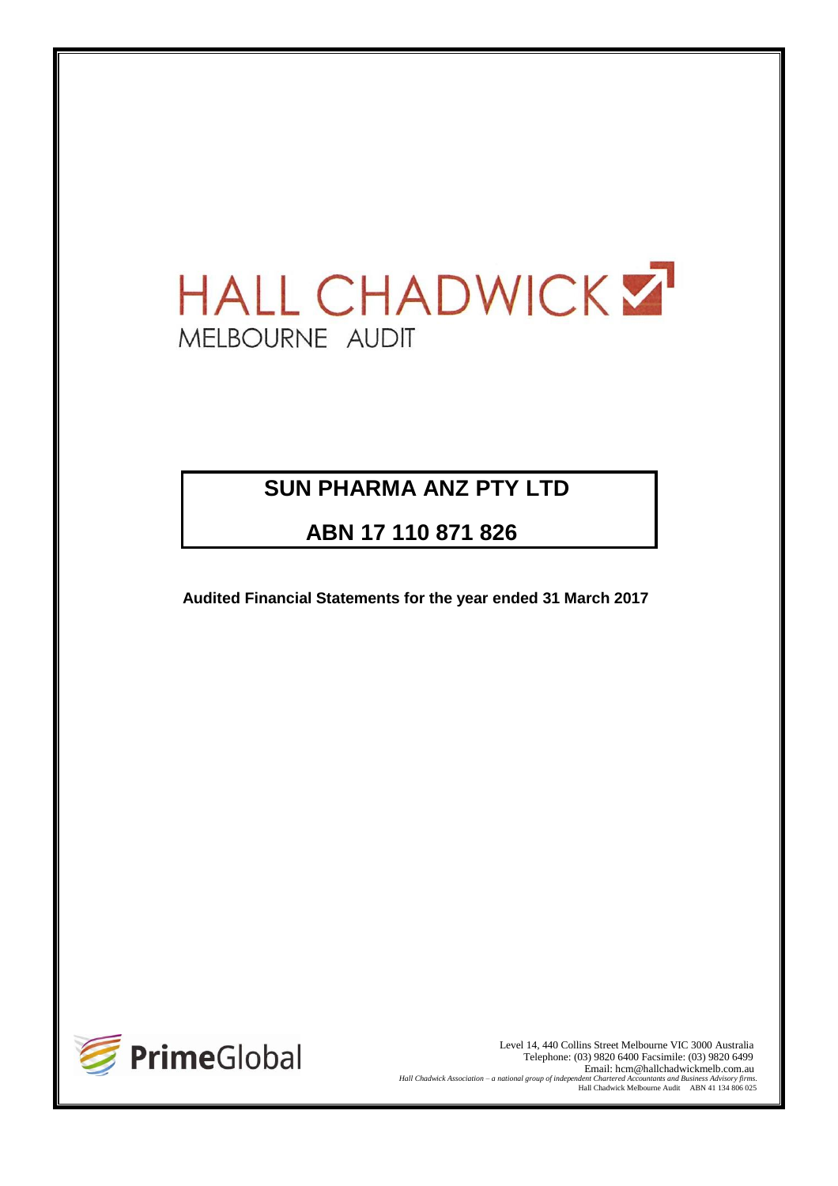HALL CHADWICK

MELBOURNE AUDIT

# SUN PHARMA ANZ PTY LTD

## ABN 17 110 871 826

**Audited Financial Statements for the year ended 31 March 2017**

PrimeGlobal

Level 14, 440 Collins Street Melbourne VIC 3000 Australia
Telephone: (03) 9820 6400 Facsimile: (03) 9820 6499
Email: hcm@hallchadwickmelb.com.au
*Hall Chadwick Association – a national group of independent Chartered Accountants and Business Advisory firms.*
Hall Chadwick Melbourne Audit ABN 41 134 806 025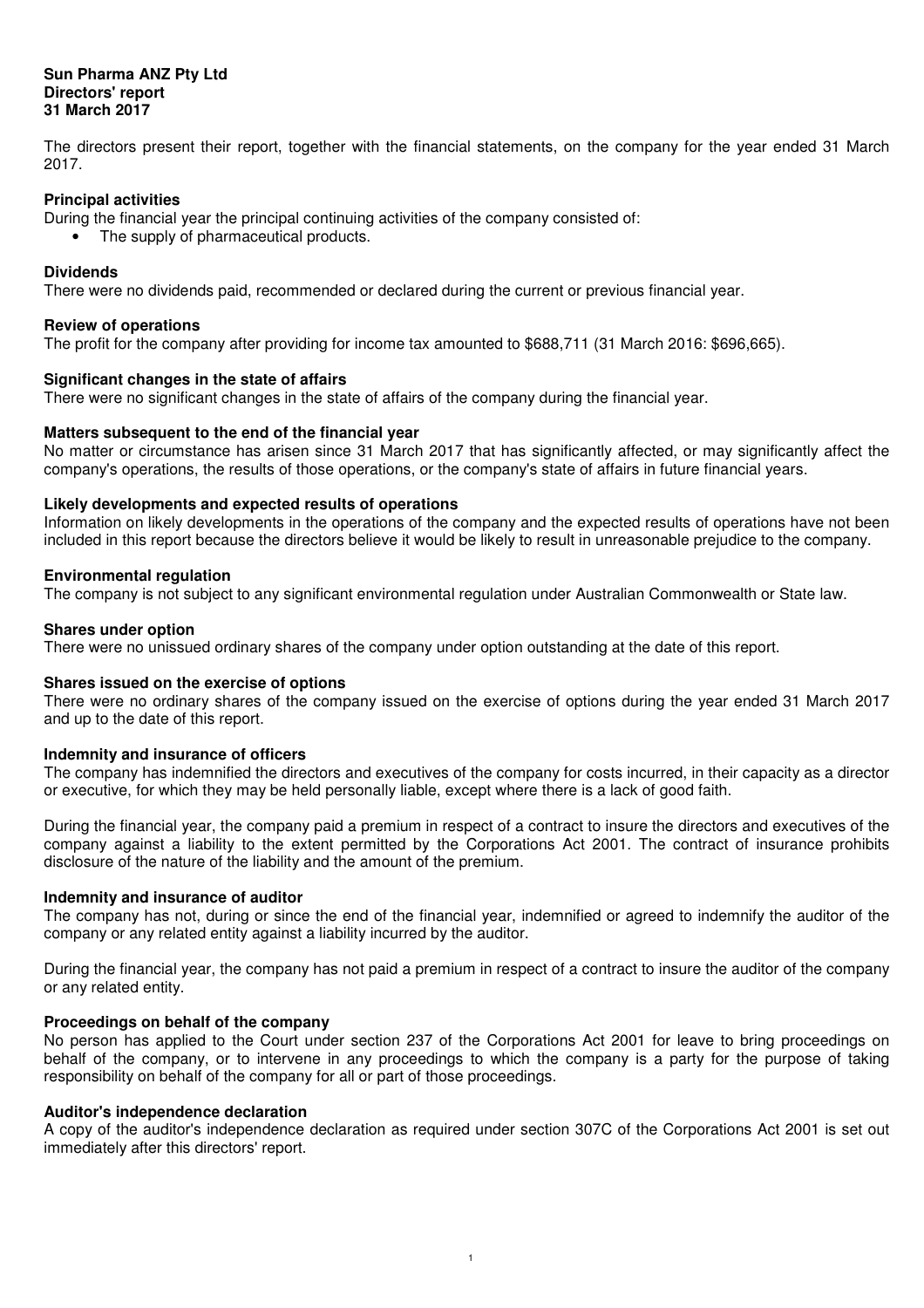**Sun Pharma ANZ Pty Ltd**
**Directors' report**
**31 March 2017**

The directors present their report, together with the financial statements, on the company for the year ended 31 March 2017.

### Principal activities

During the financial year the principal continuing activities of the company consisted of:

- The supply of pharmaceutical products.

### Dividends

There were no dividends paid, recommended or declared during the current or previous financial year.

### Review of operations

The profit for the company after providing for income tax amounted to $688,711 (31 March 2016: $696,665).

### Significant changes in the state of affairs

There were no significant changes in the state of affairs of the company during the financial year.

### Matters subsequent to the end of the financial year

No matter or circumstance has arisen since 31 March 2017 that has significantly affected, or may significantly affect the company's operations, the results of those operations, or the company's state of affairs in future financial years.

### Likely developments and expected results of operations

Information on likely developments in the operations of the company and the expected results of operations have not been included in this report because the directors believe it would be likely to result in unreasonable prejudice to the company.

### Environmental regulation

The company is not subject to any significant environmental regulation under Australian Commonwealth or State law.

### Shares under option

There were no unissued ordinary shares of the company under option outstanding at the date of this report.

### Shares issued on the exercise of options

There were no ordinary shares of the company issued on the exercise of options during the year ended 31 March 2017 and up to the date of this report.

### Indemnity and insurance of officers

The company has indemnified the directors and executives of the company for costs incurred, in their capacity as a director or executive, for which they may be held personally liable, except where there is a lack of good faith.

During the financial year, the company paid a premium in respect of a contract to insure the directors and executives of the company against a liability to the extent permitted by the Corporations Act 2001. The contract of insurance prohibits disclosure of the nature of the liability and the amount of the premium.

### Indemnity and insurance of auditor

The company has not, during or since the end of the financial year, indemnified or agreed to indemnify the auditor of the company or any related entity against a liability incurred by the auditor.

During the financial year, the company has not paid a premium in respect of a contract to insure the auditor of the company or any related entity.

### Proceedings on behalf of the company

No person has applied to the Court under section 237 of the Corporations Act 2001 for leave to bring proceedings on behalf of the company, or to intervene in any proceedings to which the company is a party for the purpose of taking responsibility on behalf of the company for all or part of those proceedings.

### Auditor's independence declaration

A copy of the auditor's independence declaration as required under section 307C of the Corporations Act 2001 is set out immediately after this directors' report.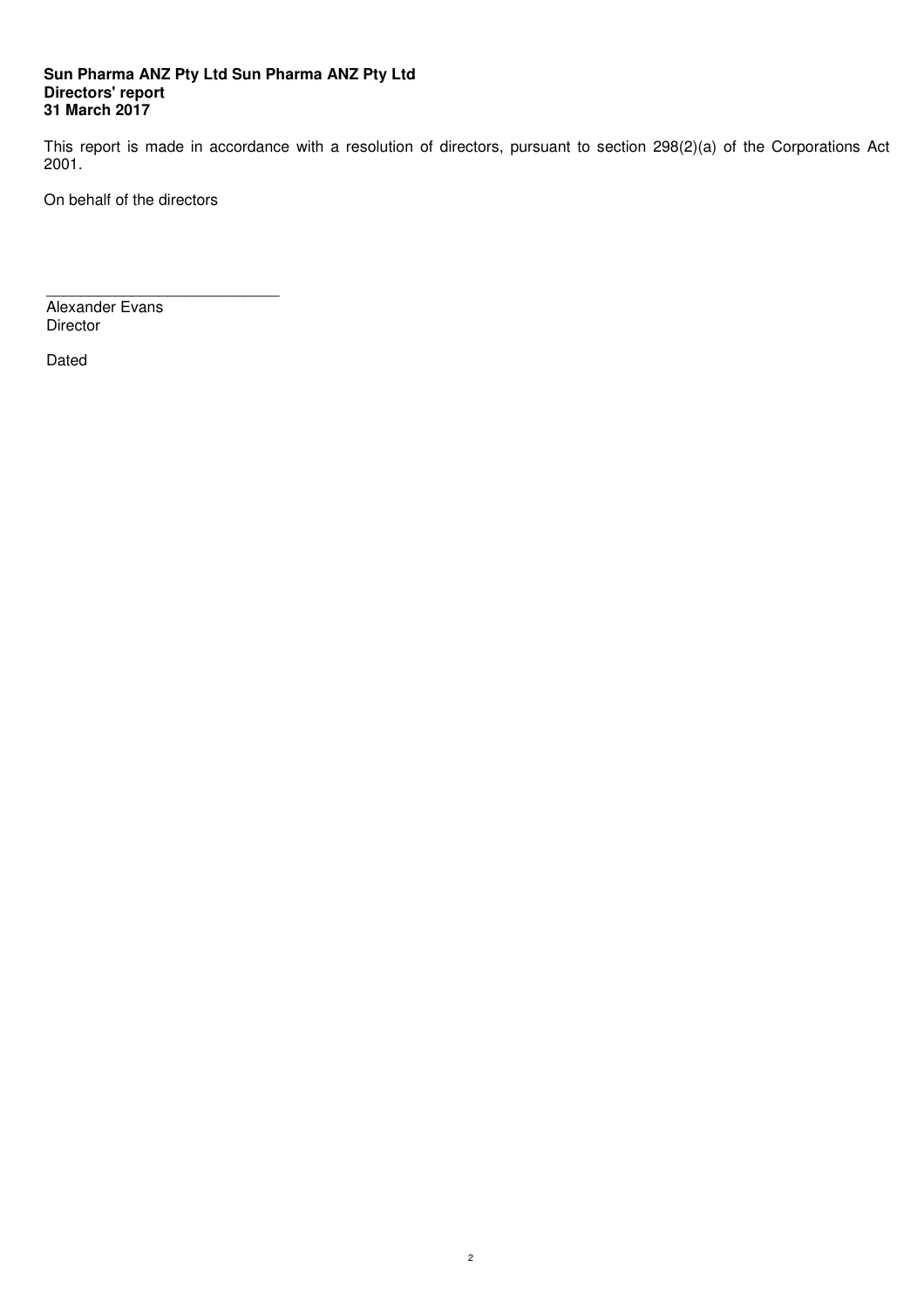**Sun Pharma ANZ Pty Ltd Sun Pharma ANZ Pty Ltd**
**Directors' report**
**31 March 2017**

This report is made in accordance with a resolution of directors, pursuant to section 298(2)(a) of the Corporations Act 2001.

On behalf of the directors

\_\_\_\_\_\_\_\_\_\_\_\_\_\_\_\_\_\_\_\_\_\_\_\_\_\_\_\_
Alexander Evans
Director

Dated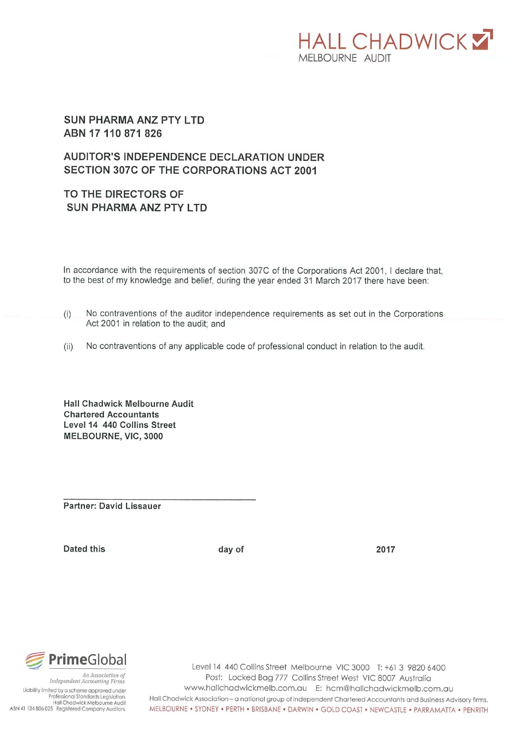HALL CHADWICK
MELBOURNE AUDIT

**SUN PHARMA ANZ PTY LTD**
**ABN 17 110 871 826**

## AUDITOR'S INDEPENDENCE DECLARATION UNDER SECTION 307C OF THE CORPORATIONS ACT 2001

## TO THE DIRECTORS OF SUN PHARMA ANZ PTY LTD

In accordance with the requirements of section 307C of the Corporations Act 2001, I declare that, to the best of my knowledge and belief, during the year ended 31 March 2017 there have been:

(i) No contraventions of the auditor independence requirements as set out in the Corporations Act 2001 in relation to the audit; and

(ii) No contraventions of any applicable code of professional conduct in relation to the audit.

**Hall Chadwick Melbourne Audit**
**Chartered Accountants**
**Level 14 440 Collins Street**
**MELBOURNE, VIC, 3000**

**Partner: David Lissauer**

**Dated this** **day of** **2017**

PrimeGlobal
An Association of Independent Accounting Firms

Liability limited by a scheme approved under Professional Standards Legislation. Hall Chadwick Melbourne Audit ABN 41 134 806 025 Registered Company Auditors.

Level 14 440 Collins Street Melbourne VIC 3000 T: +61 3 9820 6400
Post: Locked Bag 777 Collins Street West VIC 8007 Australia
www.hallchadwickmelb.com.au E: hcm@hallchadwickmelb.com.au
Hall Chadwick Association – a national group of independent Chartered Accountants and Business Advisory firms.
MELBOURNE • SYDNEY • PERTH • BRISBANE • DARWIN • GOLD COAST • NEWCASTLE • PARRAMATTA • PENRITH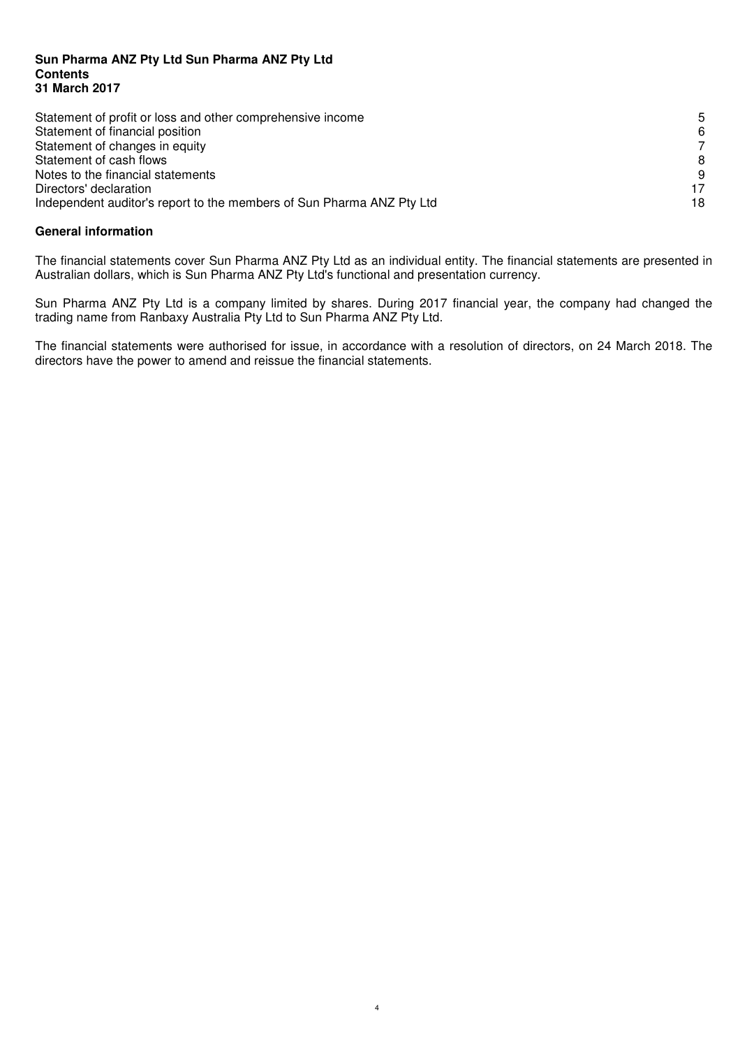**Sun Pharma ANZ Pty Ltd Sun Pharma ANZ Pty Ltd**
**Contents**
**31 March 2017**

| | |
|---|---|
| Statement of profit or loss and other comprehensive income | 5 |
| Statement of financial position | 6 |
| Statement of changes in equity | 7 |
| Statement of cash flows | 8 |
| Notes to the financial statements | 9 |
| Directors' declaration | 17 |
| Independent auditor's report to the members of Sun Pharma ANZ Pty Ltd | 18 |

## General information

The financial statements cover Sun Pharma ANZ Pty Ltd as an individual entity. The financial statements are presented in Australian dollars, which is Sun Pharma ANZ Pty Ltd's functional and presentation currency.

Sun Pharma ANZ Pty Ltd is a company limited by shares. During 2017 financial year, the company had changed the trading name from Ranbaxy Australia Pty Ltd to Sun Pharma ANZ Pty Ltd.

The financial statements were authorised for issue, in accordance with a resolution of directors, on 24 March 2018. The directors have the power to amend and reissue the financial statements.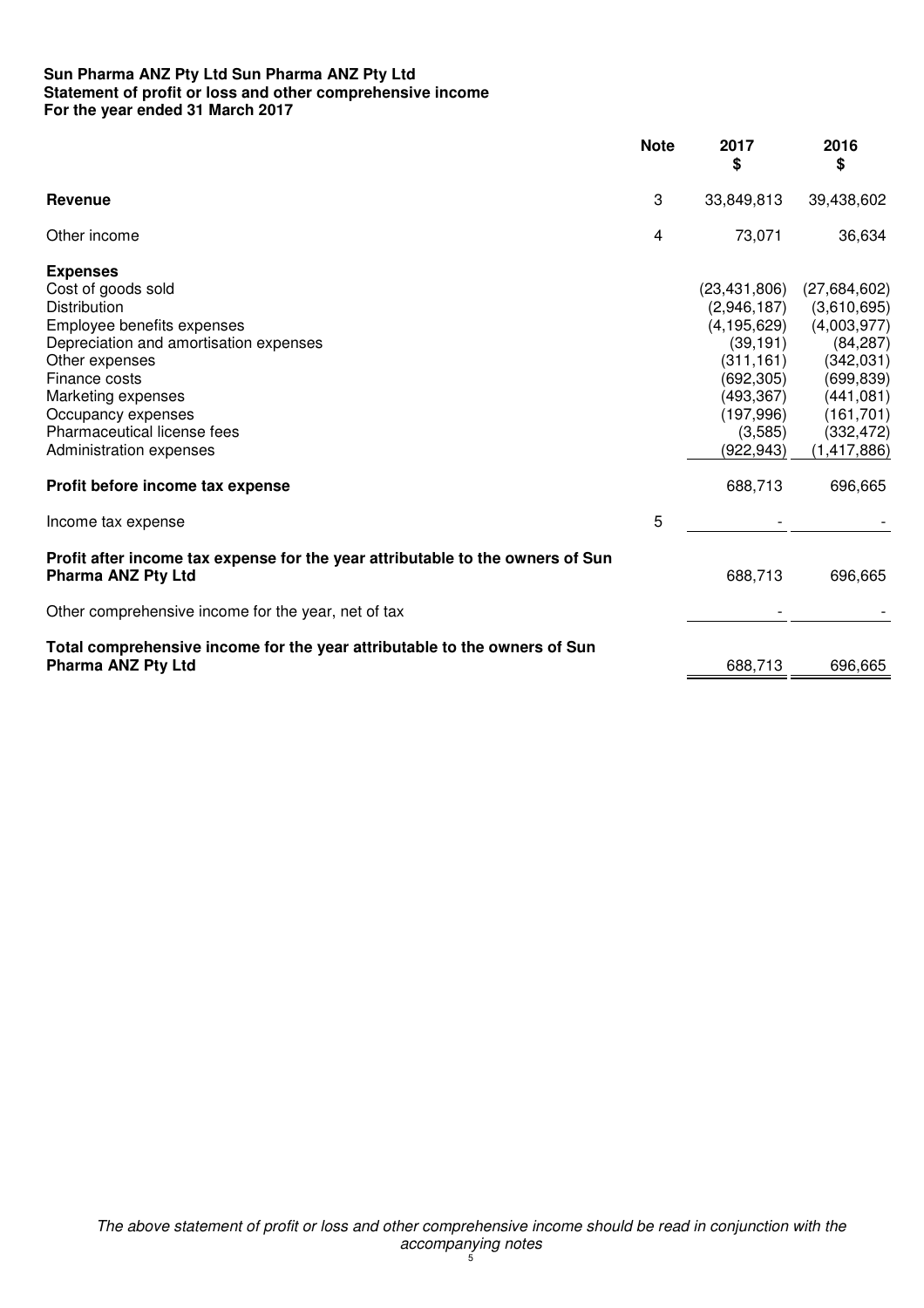**Sun Pharma ANZ Pty Ltd Sun Pharma ANZ Pty Ltd**
**Statement of profit or loss and other comprehensive income**
**For the year ended 31 March 2017**

| | Note | 2017 $ | 2016 $ |
|---|---|---|---|
| **Revenue** | 3 | 33,849,813 | 39,438,602 |
| Other income | 4 | 73,071 | 36,634 |
| **Expenses** | | | |
| Cost of goods sold | | (23,431,806) | (27,684,602) |
| Distribution | | (2,946,187) | (3,610,695) |
| Employee benefits expenses | | (4,195,629) | (4,003,977) |
| Depreciation and amortisation expenses | | (39,191) | (84,287) |
| Other expenses | | (311,161) | (342,031) |
| Finance costs | | (692,305) | (699,839) |
| Marketing expenses | | (493,367) | (441,081) |
| Occupancy expenses | | (197,996) | (161,701) |
| Pharmaceutical license fees | | (3,585) | (332,472) |
| Administration expenses | | (922,943) | (1,417,886) |
| **Profit before income tax expense** | | 688,713 | 696,665 |
| Income tax expense | 5 | - | - |
| **Profit after income tax expense for the year attributable to the owners of Sun Pharma ANZ Pty Ltd** | | 688,713 | 696,665 |
| Other comprehensive income for the year, net of tax | | - | - |
| **Total comprehensive income for the year attributable to the owners of Sun Pharma ANZ Pty Ltd** | | 688,713 | 696,665 |

*The above statement of profit or loss and other comprehensive income should be read in conjunction with the accompanying notes*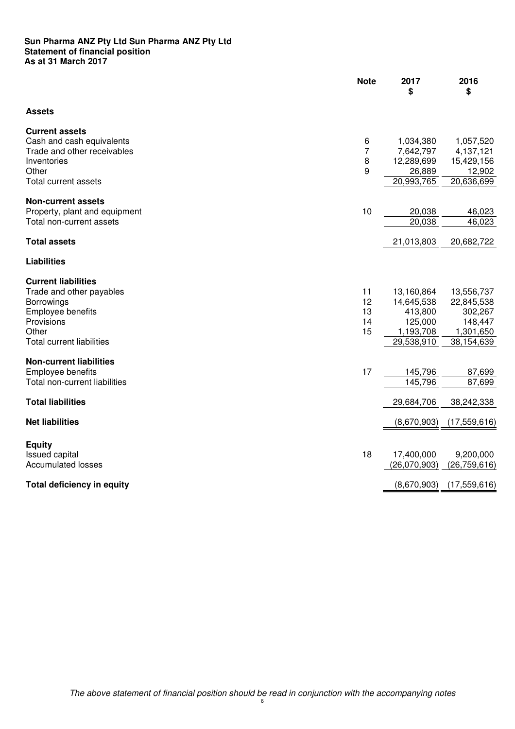**Sun Pharma ANZ Pty Ltd Sun Pharma ANZ Pty Ltd**
**Statement of financial position**
**As at 31 March 2017**

| | Note | 2017<br>$ | 2016<br>$ |
|---|---|---|---|
| **Assets** | | | |
| **Current assets** | | | |
| Cash and cash equivalents | 6 | 1,034,380 | 1,057,520 |
| Trade and other receivables | 7 | 7,642,797 | 4,137,121 |
| Inventories | 8 | 12,289,699 | 15,429,156 |
| Other | 9 | 26,889 | 12,902 |
| Total current assets | | 20,993,765 | 20,636,699 |
| **Non-current assets** | | | |
| Property, plant and equipment | 10 | 20,038 | 46,023 |
| Total non-current assets | | 20,038 | 46,023 |
| **Total assets** | | 21,013,803 | 20,682,722 |
| **Liabilities** | | | |
| **Current liabilities** | | | |
| Trade and other payables | 11 | 13,160,864 | 13,556,737 |
| Borrowings | 12 | 14,645,538 | 22,845,538 |
| Employee benefits | 13 | 413,800 | 302,267 |
| Provisions | 14 | 125,000 | 148,447 |
| Other | 15 | 1,193,708 | 1,301,650 |
| Total current liabilities | | 29,538,910 | 38,154,639 |
| **Non-current liabilities** | | | |
| Employee benefits | 17 | 145,796 | 87,699 |
| Total non-current liabilities | | 145,796 | 87,699 |
| **Total liabilities** | | 29,684,706 | 38,242,338 |
| **Net liabilities** | | (8,670,903) | (17,559,616) |
| **Equity** | | | |
| Issued capital | 18 | 17,400,000 | 9,200,000 |
| Accumulated losses | | (26,070,903) | (26,759,616) |
| **Total deficiency in equity** | | (8,670,903) | (17,559,616) |

*The above statement of financial position should be read in conjunction with the accompanying notes*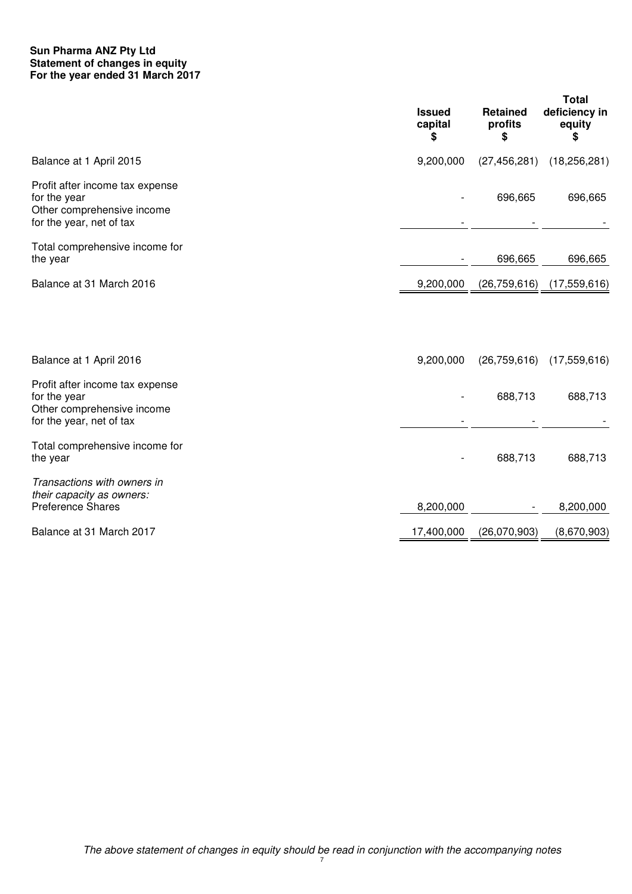**Sun Pharma ANZ Pty Ltd**
**Statement of changes in equity**
**For the year ended 31 March 2017**

| | Issued capital $ | Retained profits $ | Total deficiency in equity $ |
|---|---|---|---|
| Balance at 1 April 2015 | 9,200,000 | (27,456,281) | (18,256,281) |
| Profit after income tax expense for the year | - | 696,665 | 696,665 |
| Other comprehensive income for the year, net of tax | - | - | - |
| Total comprehensive income for the year | - | 696,665 | 696,665 |
| Balance at 31 March 2016 | 9,200,000 | (26,759,616) | (17,559,616) |

| | Issued capital $ | Retained profits $ | Total deficiency in equity $ |
|---|---|---|---|
| Balance at 1 April 2016 | 9,200,000 | (26,759,616) | (17,559,616) |
| Profit after income tax expense for the year | - | 688,713 | 688,713 |
| Other comprehensive income for the year, net of tax | - | - | - |
| Total comprehensive income for the year | - | 688,713 | 688,713 |
| *Transactions with owners in their capacity as owners:* | | | |
| Preference Shares | 8,200,000 | - | 8,200,000 |
| Balance at 31 March 2017 | 17,400,000 | (26,070,903) | (8,670,903) |

*The above statement of changes in equity should be read in conjunction with the accompanying notes*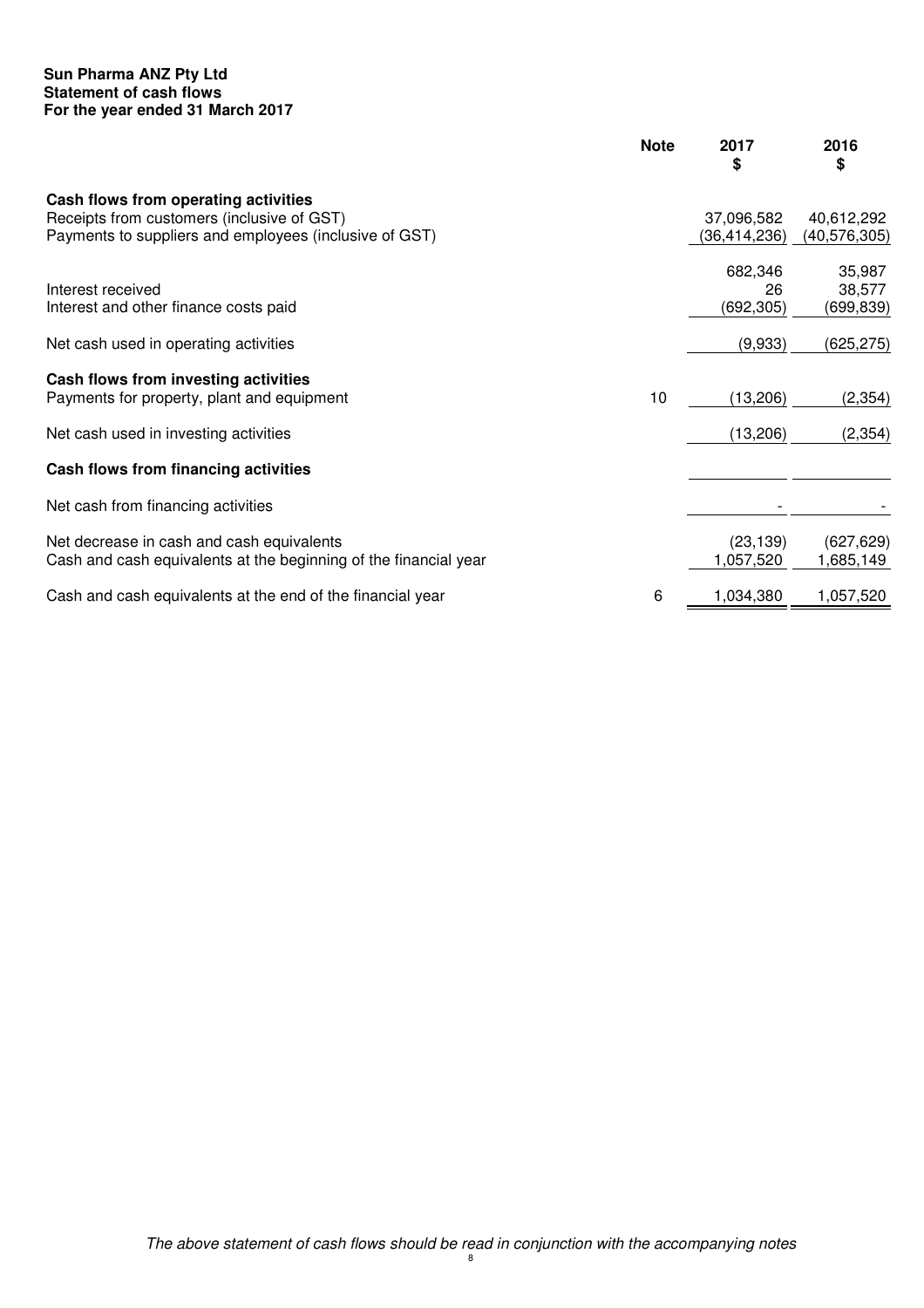**Sun Pharma ANZ Pty Ltd**
**Statement of cash flows**
**For the year ended 31 March 2017**

| | Note | 2017 $ | 2016 $ |
|---|---|---|---|
| **Cash flows from operating activities** | | | |
| Receipts from customers (inclusive of GST) | | 37,096,582 | 40,612,292 |
| Payments to suppliers and employees (inclusive of GST) | | (36,414,236) | (40,576,305) |
| | | 682,346 | 35,987 |
| Interest received | | 26 | 38,577 |
| Interest and other finance costs paid | | (692,305) | (699,839) |
| Net cash used in operating activities | | (9,933) | (625,275) |
| **Cash flows from investing activities** | | | |
| Payments for property, plant and equipment | 10 | (13,206) | (2,354) |
| Net cash used in investing activities | | (13,206) | (2,354) |
| **Cash flows from financing activities** | | | |
| Net cash from financing activities | | - | - |
| Net decrease in cash and cash equivalents | | (23,139) | (627,629) |
| Cash and cash equivalents at the beginning of the financial year | | 1,057,520 | 1,685,149 |
| Cash and cash equivalents at the end of the financial year | 6 | 1,034,380 | 1,057,520 |

*The above statement of cash flows should be read in conjunction with the accompanying notes*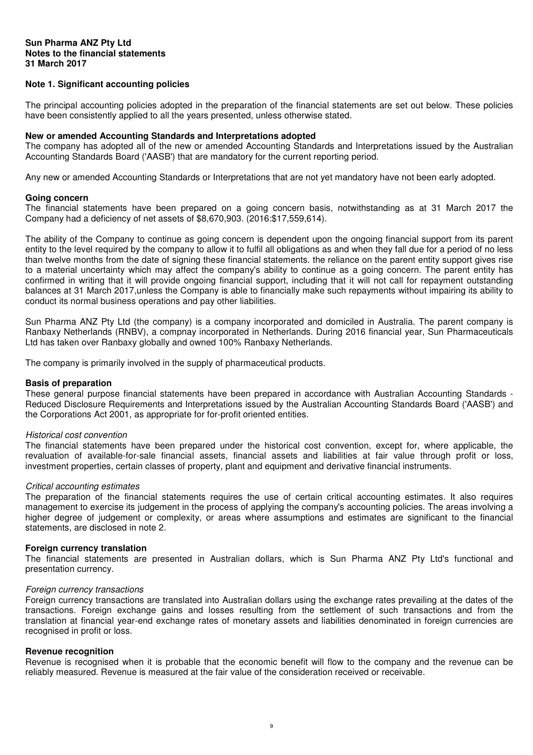**Sun Pharma ANZ Pty Ltd**
**Notes to the financial statements**
**31 March 2017**

## Note 1. Significant accounting policies

The principal accounting policies adopted in the preparation of the financial statements are set out below. These policies have been consistently applied to all the years presented, unless otherwise stated.

### New or amended Accounting Standards and Interpretations adopted

The company has adopted all of the new or amended Accounting Standards and Interpretations issued by the Australian Accounting Standards Board ('AASB') that are mandatory for the current reporting period.

Any new or amended Accounting Standards or Interpretations that are not yet mandatory have not been early adopted.

### Going concern

The financial statements have been prepared on a going concern basis, notwithstanding as at 31 March 2017 the Company had a deficiency of net assets of $8,670,903. (2016:$17,559,614).

The ability of the Company to continue as going concern is dependent upon the ongoing financial support from its parent entity to the level required by the company to allow it to fulfil all obligations as and when they fall due for a period of no less than twelve months from the date of signing these financial statements. the reliance on the parent entity support gives rise to a material uncertainty which may affect the company's ability to continue as a going concern. The parent entity has confirmed in writing that it will provide ongoing financial support, including that it will not call for repayment outstanding balances at 31 March 2017,unless the Company is able to financially make such repayments without impairing its ability to conduct its normal business operations and pay other liabilities.

Sun Pharma ANZ Pty Ltd (the company) is a company incorporated and domiciled in Australia. The parent company is Ranbaxy Netherlands (RNBV), a compnay incorporated in Netherlands. During 2016 financial year, Sun Pharmaceuticals Ltd has taken over Ranbaxy globally and owned 100% Ranbaxy Netherlands.

The company is primarily involved in the supply of pharmaceutical products.

### Basis of preparation

These general purpose financial statements have been prepared in accordance with Australian Accounting Standards - Reduced Disclosure Requirements and Interpretations issued by the Australian Accounting Standards Board ('AASB') and the Corporations Act 2001, as appropriate for for-profit oriented entities.

*Historical cost convention*

The financial statements have been prepared under the historical cost convention, except for, where applicable, the revaluation of available-for-sale financial assets, financial assets and liabilities at fair value through profit or loss, investment properties, certain classes of property, plant and equipment and derivative financial instruments.

*Critical accounting estimates*

The preparation of the financial statements requires the use of certain critical accounting estimates. It also requires management to exercise its judgement in the process of applying the company's accounting policies. The areas involving a higher degree of judgement or complexity, or areas where assumptions and estimates are significant to the financial statements, are disclosed in note 2.

### Foreign currency translation

The financial statements are presented in Australian dollars, which is Sun Pharma ANZ Pty Ltd's functional and presentation currency.

*Foreign currency transactions*

Foreign currency transactions are translated into Australian dollars using the exchange rates prevailing at the dates of the transactions. Foreign exchange gains and losses resulting from the settlement of such transactions and from the translation at financial year-end exchange rates of monetary assets and liabilities denominated in foreign currencies are recognised in profit or loss.

### Revenue recognition

Revenue is recognised when it is probable that the economic benefit will flow to the company and the revenue can be reliably measured. Revenue is measured at the fair value of the consideration received or receivable.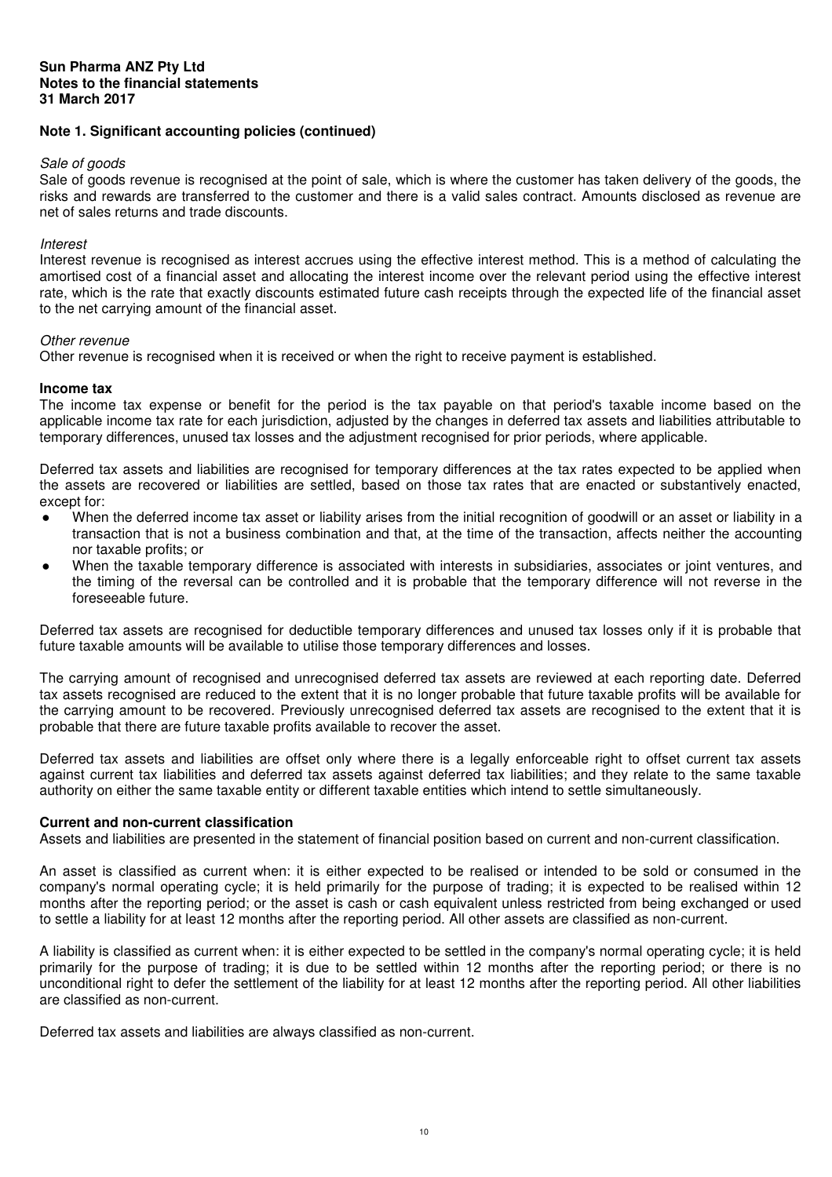## Note 1. Significant accounting policies (continued)

*Sale of goods*

Sale of goods revenue is recognised at the point of sale, which is where the customer has taken delivery of the goods, the risks and rewards are transferred to the customer and there is a valid sales contract. Amounts disclosed as revenue are net of sales returns and trade discounts.

*Interest*

Interest revenue is recognised as interest accrues using the effective interest method. This is a method of calculating the amortised cost of a financial asset and allocating the interest income over the relevant period using the effective interest rate, which is the rate that exactly discounts estimated future cash receipts through the expected life of the financial asset to the net carrying amount of the financial asset.

*Other revenue*

Other revenue is recognised when it is received or when the right to receive payment is established.

**Income tax**

The income tax expense or benefit for the period is the tax payable on that period's taxable income based on the applicable income tax rate for each jurisdiction, adjusted by the changes in deferred tax assets and liabilities attributable to temporary differences, unused tax losses and the adjustment recognised for prior periods, where applicable.

Deferred tax assets and liabilities are recognised for temporary differences at the tax rates expected to be applied when the assets are recovered or liabilities are settled, based on those tax rates that are enacted or substantively enacted, except for:

- When the deferred income tax asset or liability arises from the initial recognition of goodwill or an asset or liability in a transaction that is not a business combination and that, at the time of the transaction, affects neither the accounting nor taxable profits; or
- When the taxable temporary difference is associated with interests in subsidiaries, associates or joint ventures, and the timing of the reversal can be controlled and it is probable that the temporary difference will not reverse in the foreseeable future.

Deferred tax assets are recognised for deductible temporary differences and unused tax losses only if it is probable that future taxable amounts will be available to utilise those temporary differences and losses.

The carrying amount of recognised and unrecognised deferred tax assets are reviewed at each reporting date. Deferred tax assets recognised are reduced to the extent that it is no longer probable that future taxable profits will be available for the carrying amount to be recovered. Previously unrecognised deferred tax assets are recognised to the extent that it is probable that there are future taxable profits available to recover the asset.

Deferred tax assets and liabilities are offset only where there is a legally enforceable right to offset current tax assets against current tax liabilities and deferred tax assets against deferred tax liabilities; and they relate to the same taxable authority on either the same taxable entity or different taxable entities which intend to settle simultaneously.

**Current and non-current classification**

Assets and liabilities are presented in the statement of financial position based on current and non-current classification.

An asset is classified as current when: it is either expected to be realised or intended to be sold or consumed in the company's normal operating cycle; it is held primarily for the purpose of trading; it is expected to be realised within 12 months after the reporting period; or the asset is cash or cash equivalent unless restricted from being exchanged or used to settle a liability for at least 12 months after the reporting period. All other assets are classified as non-current.

A liability is classified as current when: it is either expected to be settled in the company's normal operating cycle; it is held primarily for the purpose of trading; it is due to be settled within 12 months after the reporting period; or there is no unconditional right to defer the settlement of the liability for at least 12 months after the reporting period. All other liabilities are classified as non-current.

Deferred tax assets and liabilities are always classified as non-current.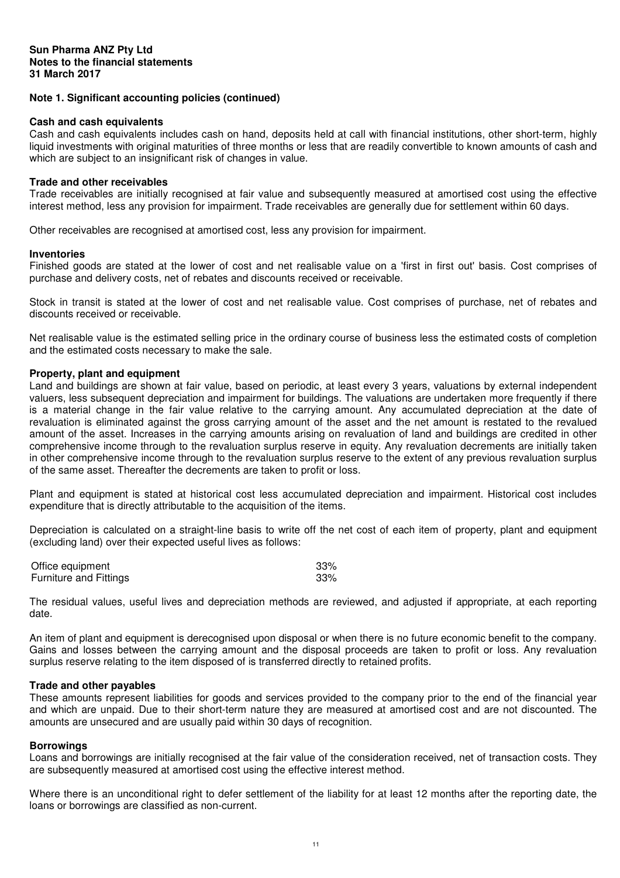**Sun Pharma ANZ Pty Ltd**
**Notes to the financial statements**
**31 March 2017**

## Note 1. Significant accounting policies (continued)

### Cash and cash equivalents

Cash and cash equivalents includes cash on hand, deposits held at call with financial institutions, other short-term, highly liquid investments with original maturities of three months or less that are readily convertible to known amounts of cash and which are subject to an insignificant risk of changes in value.

### Trade and other receivables

Trade receivables are initially recognised at fair value and subsequently measured at amortised cost using the effective interest method, less any provision for impairment. Trade receivables are generally due for settlement within 60 days.

Other receivables are recognised at amortised cost, less any provision for impairment.

### Inventories

Finished goods are stated at the lower of cost and net realisable value on a 'first in first out' basis. Cost comprises of purchase and delivery costs, net of rebates and discounts received or receivable.

Stock in transit is stated at the lower of cost and net realisable value. Cost comprises of purchase, net of rebates and discounts received or receivable.

Net realisable value is the estimated selling price in the ordinary course of business less the estimated costs of completion and the estimated costs necessary to make the sale.

### Property, plant and equipment

Land and buildings are shown at fair value, based on periodic, at least every 3 years, valuations by external independent valuers, less subsequent depreciation and impairment for buildings. The valuations are undertaken more frequently if there is a material change in the fair value relative to the carrying amount. Any accumulated depreciation at the date of revaluation is eliminated against the gross carrying amount of the asset and the net amount is restated to the revalued amount of the asset. Increases in the carrying amounts arising on revaluation of land and buildings are credited in other comprehensive income through to the revaluation surplus reserve in equity. Any revaluation decrements are initially taken in other comprehensive income through to the revaluation surplus reserve to the extent of any previous revaluation surplus of the same asset. Thereafter the decrements are taken to profit or loss.

Plant and equipment is stated at historical cost less accumulated depreciation and impairment. Historical cost includes expenditure that is directly attributable to the acquisition of the items.

Depreciation is calculated on a straight-line basis to write off the net cost of each item of property, plant and equipment (excluding land) over their expected useful lives as follows:

| | |
|---|---|
| Office equipment | 33% |
| Furniture and Fittings | 33% |

The residual values, useful lives and depreciation methods are reviewed, and adjusted if appropriate, at each reporting date.

An item of plant and equipment is derecognised upon disposal or when there is no future economic benefit to the company. Gains and losses between the carrying amount and the disposal proceeds are taken to profit or loss. Any revaluation surplus reserve relating to the item disposed of is transferred directly to retained profits.

### Trade and other payables

These amounts represent liabilities for goods and services provided to the company prior to the end of the financial year and which are unpaid. Due to their short-term nature they are measured at amortised cost and are not discounted. The amounts are unsecured and are usually paid within 30 days of recognition.

### Borrowings

Loans and borrowings are initially recognised at the fair value of the consideration received, net of transaction costs. They are subsequently measured at amortised cost using the effective interest method.

Where there is an unconditional right to defer settlement of the liability for at least 12 months after the reporting date, the loans or borrowings are classified as non-current.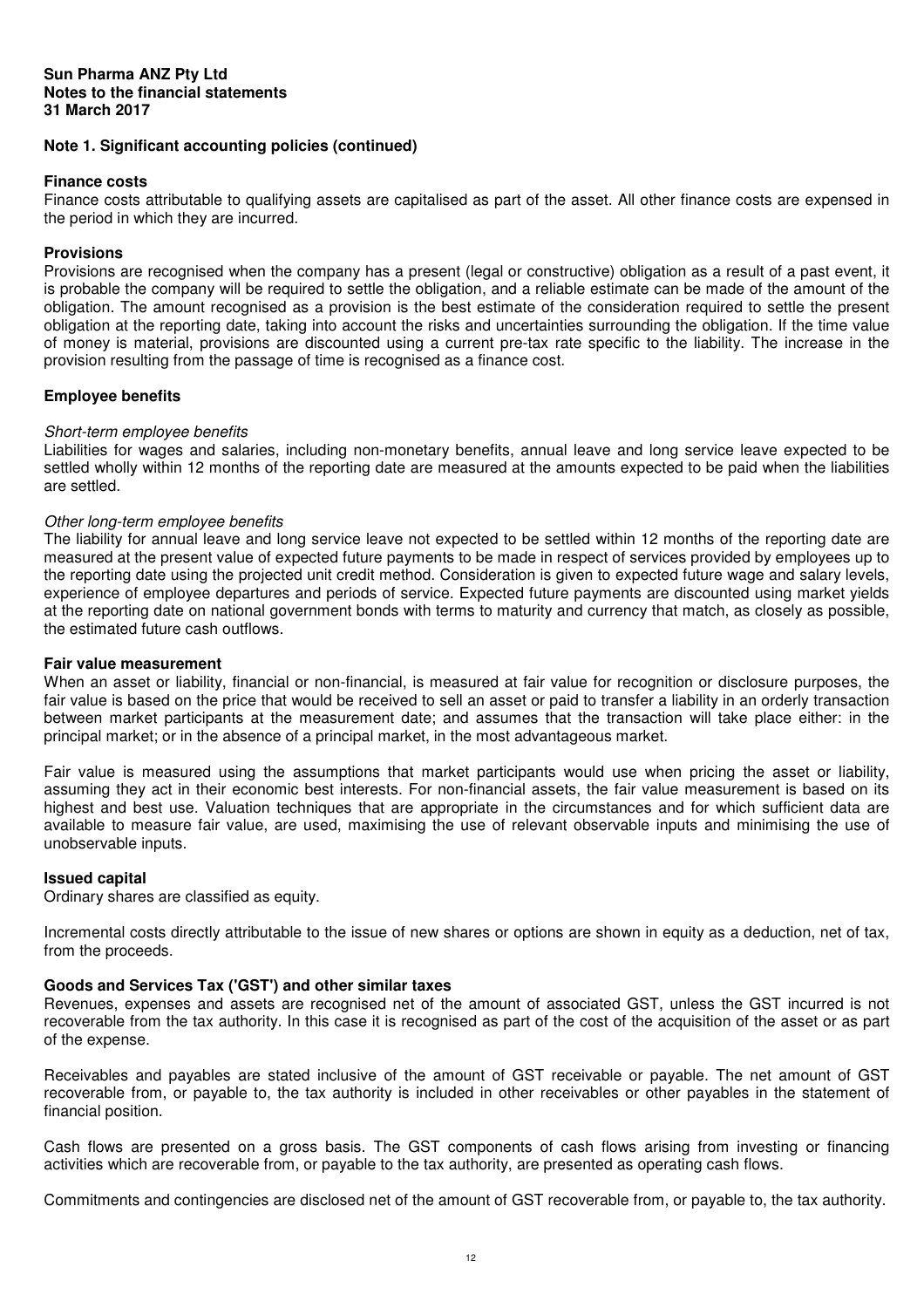**Sun Pharma ANZ Pty Ltd**
**Notes to the financial statements**
**31 March 2017**

## Note 1. Significant accounting policies (continued)

### Finance costs
Finance costs attributable to qualifying assets are capitalised as part of the asset. All other finance costs are expensed in the period in which they are incurred.

### Provisions
Provisions are recognised when the company has a present (legal or constructive) obligation as a result of a past event, it is probable the company will be required to settle the obligation, and a reliable estimate can be made of the amount of the obligation. The amount recognised as a provision is the best estimate of the consideration required to settle the present obligation at the reporting date, taking into account the risks and uncertainties surrounding the obligation. If the time value of money is material, provisions are discounted using a current pre-tax rate specific to the liability. The increase in the provision resulting from the passage of time is recognised as a finance cost.

### Employee benefits

*Short-term employee benefits*
Liabilities for wages and salaries, including non-monetary benefits, annual leave and long service leave expected to be settled wholly within 12 months of the reporting date are measured at the amounts expected to be paid when the liabilities are settled.

*Other long-term employee benefits*
The liability for annual leave and long service leave not expected to be settled within 12 months of the reporting date are measured at the present value of expected future payments to be made in respect of services provided by employees up to the reporting date using the projected unit credit method. Consideration is given to expected future wage and salary levels, experience of employee departures and periods of service. Expected future payments are discounted using market yields at the reporting date on national government bonds with terms to maturity and currency that match, as closely as possible, the estimated future cash outflows.

### Fair value measurement
When an asset or liability, financial or non-financial, is measured at fair value for recognition or disclosure purposes, the fair value is based on the price that would be received to sell an asset or paid to transfer a liability in an orderly transaction between market participants at the measurement date; and assumes that the transaction will take place either: in the principal market; or in the absence of a principal market, in the most advantageous market.

Fair value is measured using the assumptions that market participants would use when pricing the asset or liability, assuming they act in their economic best interests. For non-financial assets, the fair value measurement is based on its highest and best use. Valuation techniques that are appropriate in the circumstances and for which sufficient data are available to measure fair value, are used, maximising the use of relevant observable inputs and minimising the use of unobservable inputs.

### Issued capital
Ordinary shares are classified as equity.

Incremental costs directly attributable to the issue of new shares or options are shown in equity as a deduction, net of tax, from the proceeds.

### Goods and Services Tax ('GST') and other similar taxes
Revenues, expenses and assets are recognised net of the amount of associated GST, unless the GST incurred is not recoverable from the tax authority. In this case it is recognised as part of the cost of the acquisition of the asset or as part of the expense.

Receivables and payables are stated inclusive of the amount of GST receivable or payable. The net amount of GST recoverable from, or payable to, the tax authority is included in other receivables or other payables in the statement of financial position.

Cash flows are presented on a gross basis. The GST components of cash flows arising from investing or financing activities which are recoverable from, or payable to the tax authority, are presented as operating cash flows.

Commitments and contingencies are disclosed net of the amount of GST recoverable from, or payable to, the tax authority.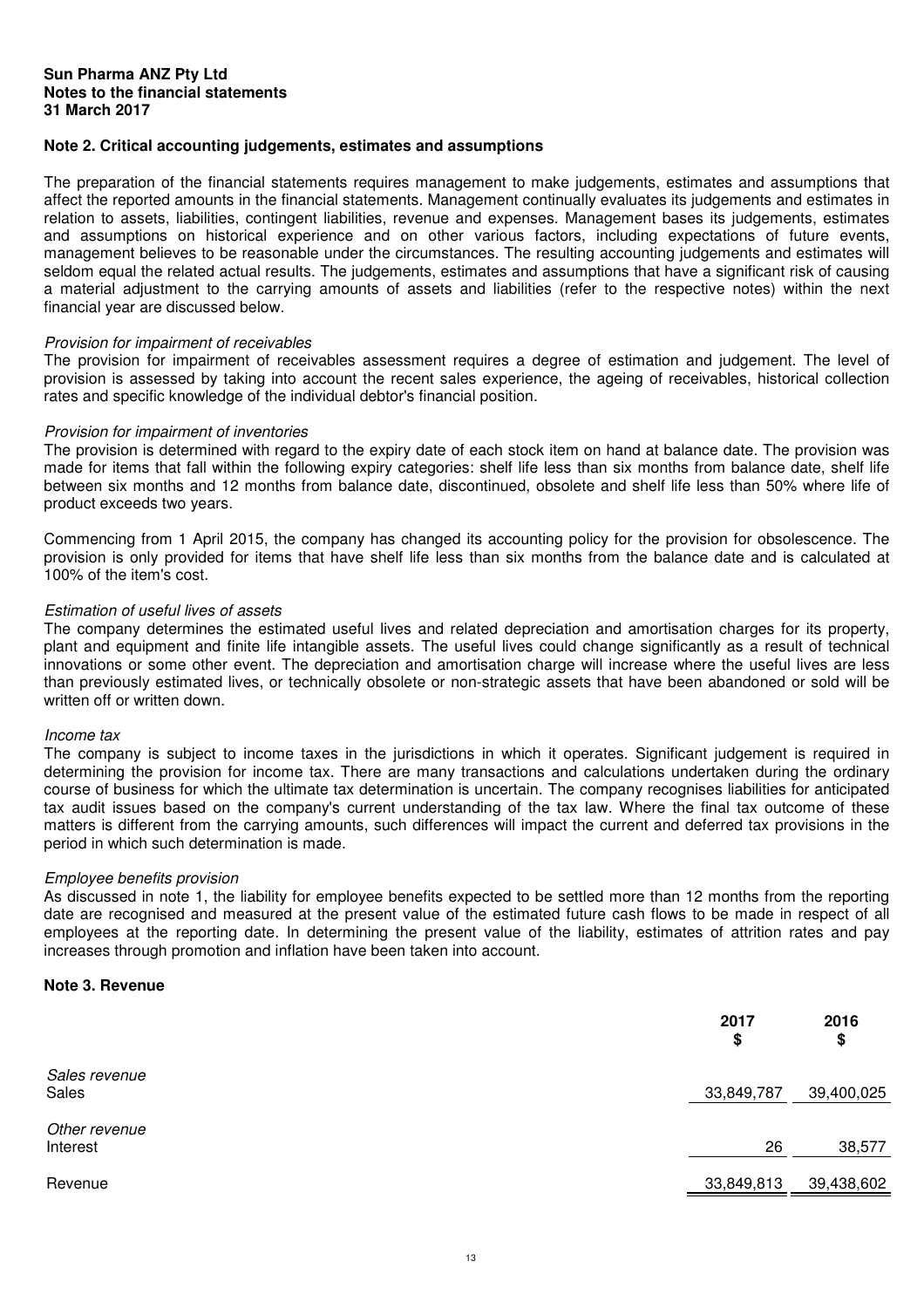**Sun Pharma ANZ Pty Ltd**
**Notes to the financial statements**
**31 March 2017**

## Note 2. Critical accounting judgements, estimates and assumptions

The preparation of the financial statements requires management to make judgements, estimates and assumptions that affect the reported amounts in the financial statements. Management continually evaluates its judgements and estimates in relation to assets, liabilities, contingent liabilities, revenue and expenses. Management bases its judgements, estimates and assumptions on historical experience and on other various factors, including expectations of future events, management believes to be reasonable under the circumstances. The resulting accounting judgements and estimates will seldom equal the related actual results. The judgements, estimates and assumptions that have a significant risk of causing a material adjustment to the carrying amounts of assets and liabilities (refer to the respective notes) within the next financial year are discussed below.

*Provision for impairment of receivables*
The provision for impairment of receivables assessment requires a degree of estimation and judgement. The level of provision is assessed by taking into account the recent sales experience, the ageing of receivables, historical collection rates and specific knowledge of the individual debtor's financial position.

*Provision for impairment of inventories*
The provision is determined with regard to the expiry date of each stock item on hand at balance date. The provision was made for items that fall within the following expiry categories: shelf life less than six months from balance date, shelf life between six months and 12 months from balance date, discontinued, obsolete and shelf life less than 50% where life of product exceeds two years.

Commencing from 1 April 2015, the company has changed its accounting policy for the provision for obsolescence. The provision is only provided for items that have shelf life less than six months from the balance date and is calculated at 100% of the item's cost.

*Estimation of useful lives of assets*
The company determines the estimated useful lives and related depreciation and amortisation charges for its property, plant and equipment and finite life intangible assets. The useful lives could change significantly as a result of technical innovations or some other event. The depreciation and amortisation charge will increase where the useful lives are less than previously estimated lives, or technically obsolete or non-strategic assets that have been abandoned or sold will be written off or written down.

*Income tax*
The company is subject to income taxes in the jurisdictions in which it operates. Significant judgement is required in determining the provision for income tax. There are many transactions and calculations undertaken during the ordinary course of business for which the ultimate tax determination is uncertain. The company recognises liabilities for anticipated tax audit issues based on the company's current understanding of the tax law. Where the final tax outcome of these matters is different from the carrying amounts, such differences will impact the current and deferred tax provisions in the period in which such determination is made.

*Employee benefits provision*
As discussed in note 1, the liability for employee benefits expected to be settled more than 12 months from the reporting date are recognised and measured at the present value of the estimated future cash flows to be made in respect of all employees at the reporting date. In determining the present value of the liability, estimates of attrition rates and pay increases through promotion and inflation have been taken into account.

## Note 3. Revenue

| | 2017 $ | 2016 $ |
|---|---|---|
| *Sales revenue* | | |
| Sales | 33,849,787 | 39,400,025 |
| *Other revenue* | | |
| Interest | 26 | 38,577 |
| Revenue | 33,849,813 | 39,438,602 |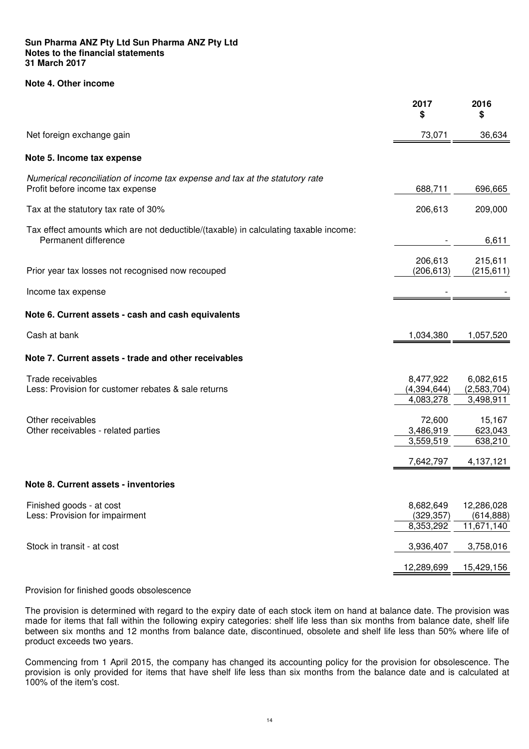**Sun Pharma ANZ Pty Ltd Sun Pharma ANZ Pty Ltd**
**Notes to the financial statements**
**31 March 2017**

## Note 4. Other income

| | 2017<br>$ | 2016<br>$ |
|---|---|---|
| Net foreign exchange gain | 73,071 | 36,634 |

## Note 5. Income tax expense

| | 2017<br>$ | 2016<br>$ |
|---|---|---|
| *Numerical reconciliation of income tax expense and tax at the statutory rate* | | |
| Profit before income tax expense | 688,711 | 696,665 |
| Tax at the statutory tax rate of 30% | 206,613 | 209,000 |
| Tax effect amounts which are not deductible/(taxable) in calculating taxable income: | | |
| Permanent difference | - | 6,611 |
| | 206,613 | 215,611 |
| Prior year tax losses not recognised now recouped | (206,613) | (215,611) |
| Income tax expense | - | - |

## Note 6. Current assets - cash and cash equivalents

| | 2017<br>$ | 2016<br>$ |
|---|---|---|
| Cash at bank | 1,034,380 | 1,057,520 |

## Note 7. Current assets - trade and other receivables

| | 2017<br>$ | 2016<br>$ |
|---|---|---|
| Trade receivables | 8,477,922 | 6,082,615 |
| Less: Provision for customer rebates & sale returns | (4,394,644) | (2,583,704) |
| | 4,083,278 | 3,498,911 |
| Other receivables | 72,600 | 15,167 |
| Other receivables - related parties | 3,486,919 | 623,043 |
| | 3,559,519 | 638,210 |
| | 7,642,797 | 4,137,121 |

## Note 8. Current assets - inventories

| | 2017<br>$ | 2016<br>$ |
|---|---|---|
| Finished goods - at cost | 8,682,649 | 12,286,028 |
| Less: Provision for impairment | (329,357) | (614,888) |
| | 8,353,292 | 11,671,140 |
| Stock in transit - at cost | 3,936,407 | 3,758,016 |
| | 12,289,699 | 15,429,156 |

Provision for finished goods obsolescence

The provision is determined with regard to the expiry date of each stock item on hand at balance date. The provision was made for items that fall within the following expiry categories: shelf life less than six months from balance date, shelf life between six months and 12 months from balance date, discontinued, obsolete and shelf life less than 50% where life of product exceeds two years.

Commencing from 1 April 2015, the company has changed its accounting policy for the provision for obsolescence. The provision is only provided for items that have shelf life less than six months from the balance date and is calculated at 100% of the item's cost.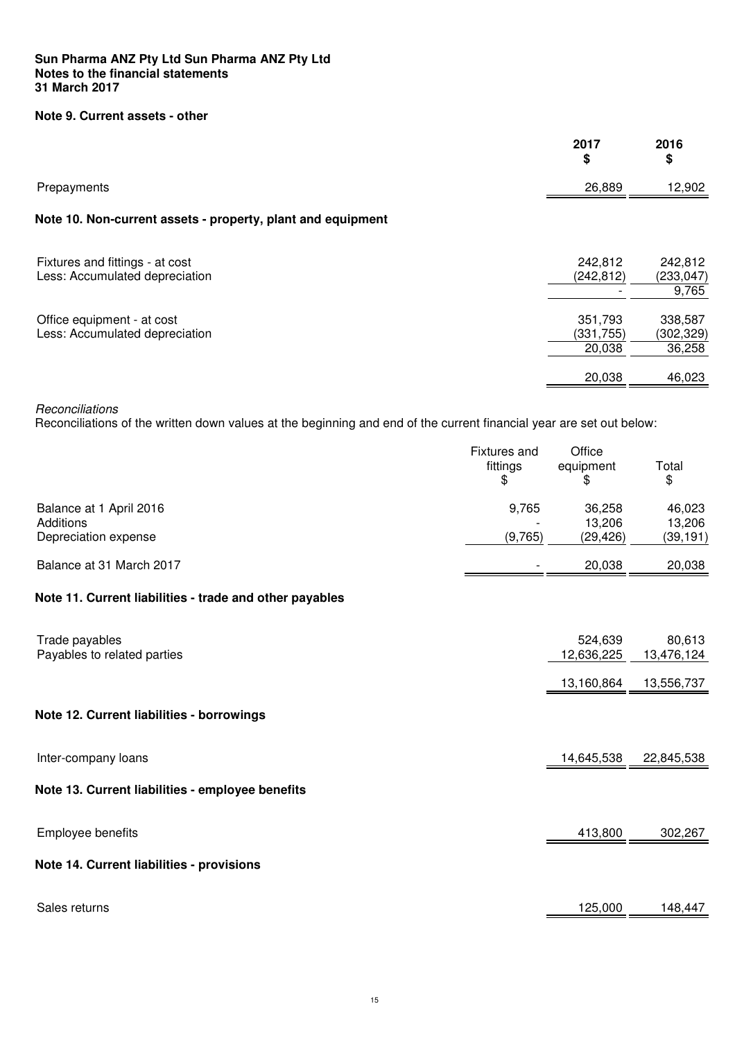**Sun Pharma ANZ Pty Ltd Sun Pharma ANZ Pty Ltd**
**Notes to the financial statements**
**31 March 2017**

## Note 9. Current assets - other

| | 2017 $ | 2016 $ |
|---|---|---|
| Prepayments | 26,889 | 12,902 |

## Note 10. Non-current assets - property, plant and equipment

| | 2017 $ | 2016 $ |
|---|---|---|
| Fixtures and fittings - at cost | 242,812 | 242,812 |
| Less: Accumulated depreciation | (242,812) | (233,047) |
| | - | 9,765 |
| Office equipment - at cost | 351,793 | 338,587 |
| Less: Accumulated depreciation | (331,755) | (302,329) |
| | 20,038 | 36,258 |
| | 20,038 | 46,023 |

*Reconciliations*
Reconciliations of the written down values at the beginning and end of the current financial year are set out below:

| | Fixtures and fittings $ | Office equipment $ | Total $ |
|---|---|---|---|
| Balance at 1 April 2016 | 9,765 | 36,258 | 46,023 |
| Additions | - | 13,206 | 13,206 |
| Depreciation expense | (9,765) | (29,426) | (39,191) |
| Balance at 31 March 2017 | - | 20,038 | 20,038 |

## Note 11. Current liabilities - trade and other payables

| | 2017 $ | 2016 $ |
|---|---|---|
| Trade payables | 524,639 | 80,613 |
| Payables to related parties | 12,636,225 | 13,476,124 |
| | 13,160,864 | 13,556,737 |

## Note 12. Current liabilities - borrowings

| | 2017 $ | 2016 $ |
|---|---|---|
| Inter-company loans | 14,645,538 | 22,845,538 |

## Note 13. Current liabilities - employee benefits

| | 2017 $ | 2016 $ |
|---|---|---|
| Employee benefits | 413,800 | 302,267 |

## Note 14. Current liabilities - provisions

| | 2017 $ | 2016 $ |
|---|---|---|
| Sales returns | 125,000 | 148,447 |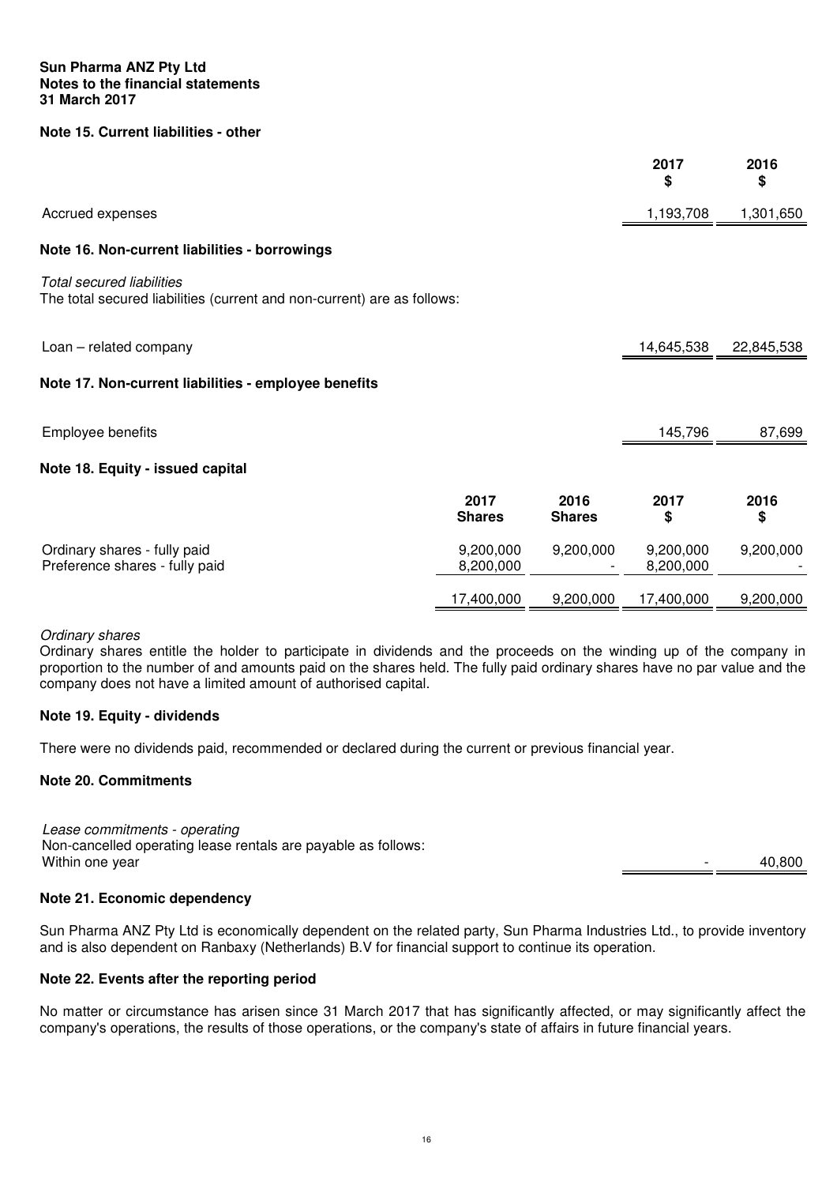**Sun Pharma ANZ Pty Ltd**
**Notes to the financial statements**
**31 March 2017**

## Note 15. Current liabilities - other

| | 2017 $ | 2016 $ |
|---|---|---|
| Accrued expenses | 1,193,708 | 1,301,650 |

## Note 16. Non-current liabilities - borrowings

*Total secured liabilities*
The total secured liabilities (current and non-current) are as follows:

| | 2017 $ | 2016 $ |
|---|---|---|
| Loan – related company | 14,645,538 | 22,845,538 |

## Note 17. Non-current liabilities - employee benefits

| | 2017 $ | 2016 $ |
|---|---|---|
| Employee benefits | 145,796 | 87,699 |

## Note 18. Equity - issued capital

| | 2017 Shares | 2016 Shares | 2017 $ | 2016 $ |
|---|---|---|---|---|
| Ordinary shares - fully paid | 9,200,000 | 9,200,000 | 9,200,000 | 9,200,000 |
| Preference shares - fully paid | 8,200,000 | - | 8,200,000 | - |
| | 17,400,000 | 9,200,000 | 17,400,000 | 9,200,000 |

*Ordinary shares*
Ordinary shares entitle the holder to participate in dividends and the proceeds on the winding up of the company in proportion to the number of and amounts paid on the shares held. The fully paid ordinary shares have no par value and the company does not have a limited amount of authorised capital.

## Note 19. Equity - dividends

There were no dividends paid, recommended or declared during the current or previous financial year.

## Note 20. Commitments

| | 2017 $ | 2016 $ |
|---|---|---|
| *Lease commitments - operating* | | |
| Non-cancelled operating lease rentals are payable as follows: | | |
| Within one year | - | 40,800 |

## Note 21. Economic dependency

Sun Pharma ANZ Pty Ltd is economically dependent on the related party, Sun Pharma Industries Ltd., to provide inventory and is also dependent on Ranbaxy (Netherlands) B.V for financial support to continue its operation.

## Note 22. Events after the reporting period

No matter or circumstance has arisen since 31 March 2017 that has significantly affected, or may significantly affect the company's operations, the results of those operations, or the company's state of affairs in future financial years.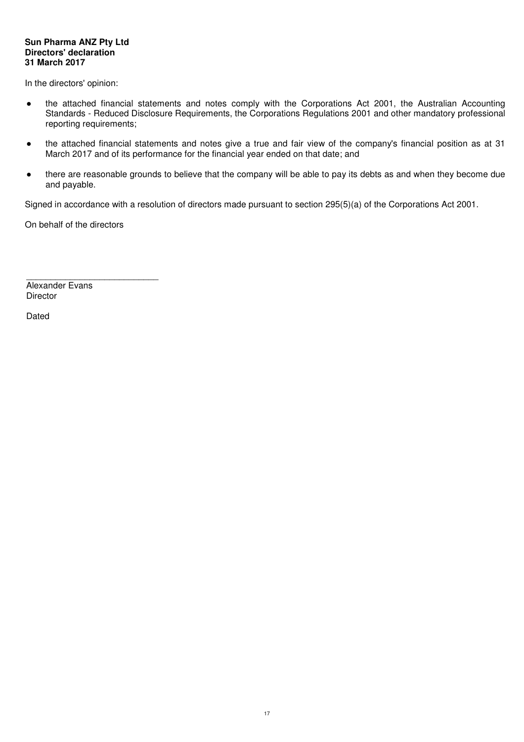**Sun Pharma ANZ Pty Ltd**
**Directors' declaration**
**31 March 2017**

In the directors' opinion:

- the attached financial statements and notes comply with the Corporations Act 2001, the Australian Accounting Standards - Reduced Disclosure Requirements, the Corporations Regulations 2001 and other mandatory professional reporting requirements;
- the attached financial statements and notes give a true and fair view of the company's financial position as at 31 March 2017 and of its performance for the financial year ended on that date; and
- there are reasonable grounds to believe that the company will be able to pay its debts as and when they become due and payable.

Signed in accordance with a resolution of directors made pursuant to section 295(5)(a) of the Corporations Act 2001.

On behalf of the directors

\_\_\_\_\_\_\_\_\_\_\_\_\_\_\_\_\_\_\_\_\_\_\_\_\_\_\_
Alexander Evans
Director

Dated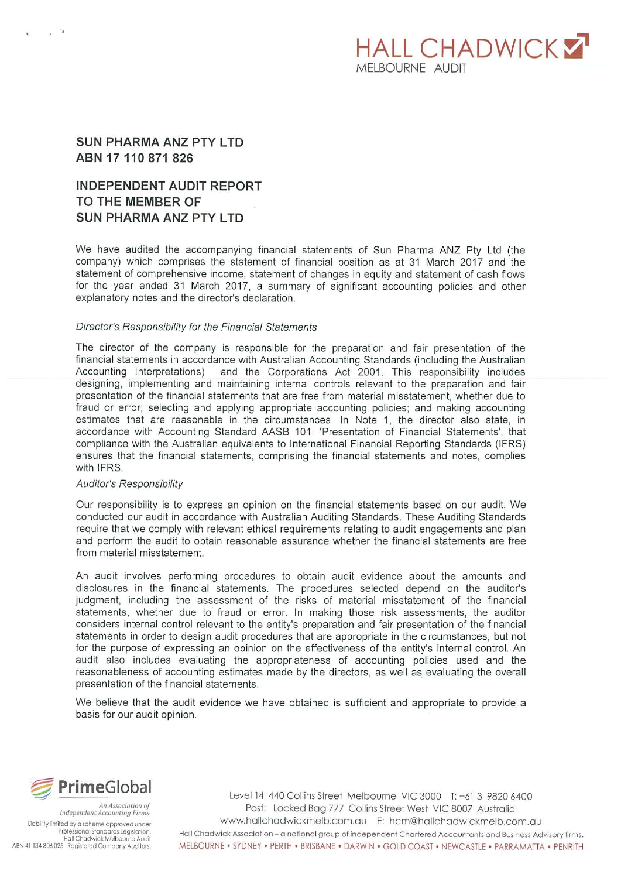HALL CHADWICK
MELBOURNE AUDIT

# SUN PHARMA ANZ PTY LTD
# ABN 17 110 871 826

## INDEPENDENT AUDIT REPORT TO THE MEMBER OF SUN PHARMA ANZ PTY LTD

We have audited the accompanying financial statements of Sun Pharma ANZ Pty Ltd (the company) which comprises the statement of financial position as at 31 March 2017 and the statement of comprehensive income, statement of changes in equity and statement of cash flows for the year ended 31 March 2017, a summary of significant accounting policies and other explanatory notes and the director's declaration.

*Director's Responsibility for the Financial Statements*

The director of the company is responsible for the preparation and fair presentation of the financial statements in accordance with Australian Accounting Standards (including the Australian Accounting Interpretations) and the Corporations Act 2001. This responsibility includes designing, implementing and maintaining internal controls relevant to the preparation and fair presentation of the financial statements that are free from material misstatement, whether due to fraud or error; selecting and applying appropriate accounting policies; and making accounting estimates that are reasonable in the circumstances. In Note 1, the director also state, in accordance with Accounting Standard AASB 101: 'Presentation of Financial Statements', that compliance with the Australian equivalents to International Financial Reporting Standards (IFRS) ensures that the financial statements, comprising the financial statements and notes, complies with IFRS.

*Auditor's Responsibility*

Our responsibility is to express an opinion on the financial statements based on our audit. We conducted our audit in accordance with Australian Auditing Standards. These Auditing Standards require that we comply with relevant ethical requirements relating to audit engagements and plan and perform the audit to obtain reasonable assurance whether the financial statements are free from material misstatement.

An audit involves performing procedures to obtain audit evidence about the amounts and disclosures in the financial statements. The procedures selected depend on the auditor's judgment, including the assessment of the risks of material misstatement of the financial statements, whether due to fraud or error. In making those risk assessments, the auditor considers internal control relevant to the entity's preparation and fair presentation of the financial statements in order to design audit procedures that are appropriate in the circumstances, but not for the purpose of expressing an opinion on the effectiveness of the entity's internal control. An audit also includes evaluating the appropriateness of accounting policies used and the reasonableness of accounting estimates made by the directors, as well as evaluating the overall presentation of the financial statements.

We believe that the audit evidence we have obtained is sufficient and appropriate to provide a basis for our audit opinion.

PrimeGlobal
An Association of Independent Accounting Firms

Liability limited by a scheme approved under Professional Standards Legislation.
Hall Chadwick Melbourne Audit
ABN 41 134 806 025 Registered Company Auditors.

Level 14 440 Collins Street Melbourne VIC 3000 T: +61 3 9820 6400
Post: Locked Bag 777 Collins Street West VIC 8007 Australia
www.hallchadwickmelb.com.au E: hcm@hallchadwickmelb.com.au
Hall Chadwick Association – a national group of independent Chartered Accountants and Business Advisory firms.
MELBOURNE • SYDNEY • PERTH • BRISBANE • DARWIN • GOLD COAST • NEWCASTLE • PARRAMATTA • PENRITH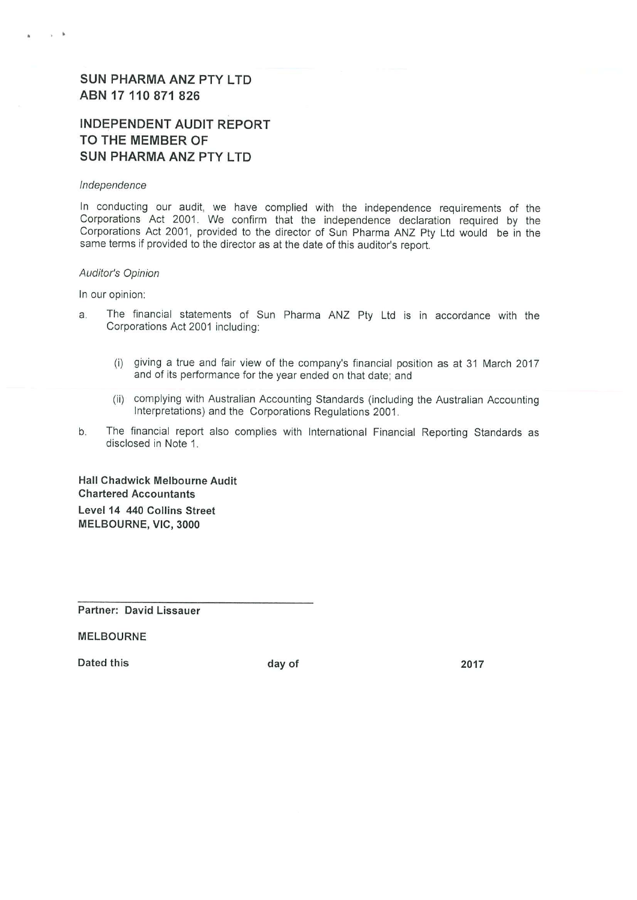## SUN PHARMA ANZ PTY LTD
## ABN 17 110 871 826

## INDEPENDENT AUDIT REPORT TO THE MEMBER OF SUN PHARMA ANZ PTY LTD

*Independence*

In conducting our audit, we have complied with the independence requirements of the Corporations Act 2001. We confirm that the independence declaration required by the Corporations Act 2001, provided to the director of Sun Pharma ANZ Pty Ltd would be in the same terms if provided to the director as at the date of this auditor's report.

*Auditor's Opinion*

In our opinion:

a. The financial statements of Sun Pharma ANZ Pty Ltd is in accordance with the Corporations Act 2001 including:

   (i) giving a true and fair view of the company's financial position as at 31 March 2017 and of its performance for the year ended on that date; and

   (ii) complying with Australian Accounting Standards (including the Australian Accounting Interpretations) and the Corporations Regulations 2001.

b. The financial report also complies with International Financial Reporting Standards as disclosed in Note 1.

**Hall Chadwick Melbourne Audit**
**Chartered Accountants**
**Level 14 440 Collins Street**
**MELBOURNE, VIC, 3000**

**Partner: David Lissauer**

**MELBOURNE**

**Dated this day of 2017**